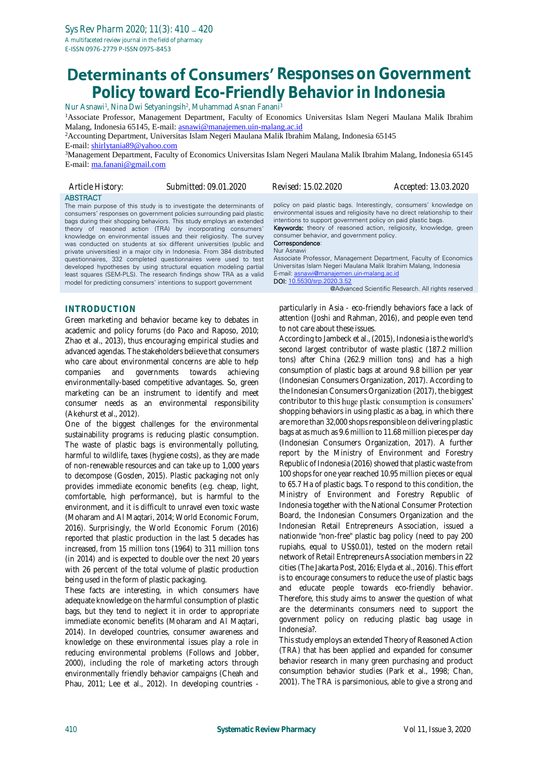# Determinants of Consumers' Responses on Government Policy toward Eco-Friendly Behavior in Indonesia

Nur Asnawi[1], Nina Dwi Setyaningsih[2], Muhammad Asnan Fanani[3]

[1]Associate Professor, Management Department, Faculty of Economics Universitas Islam Negeri Maulana Malik Ibrahim Malang, Indonesia 65145, E-mail: asnawi@manajemen.uin-malang.ac.id

[2]Accounting Department, Universitas Islam Negeri Maulana Malik Ibrahim Malang, Indonesia 65145
E-mail: shirlytania89@yahoo.com

[3]Management Department, Faculty of Economics Universitas Islam Negeri Maulana Malik Ibrahim Malang, Indonesia 65145
E-mail: ma.fanani@gmail.com

Article History: Submitted: 09.01.2020 Revised: 15.02.2020 Accepted: 13.03.2020

## ABSTRACT

The main purpose of this study is to investigate the determinants of consumers' responses on government policies surrounding paid plastic bags during their shopping behaviors. This study employs an extended theory of reasoned action (TRA) by incorporating consumers' knowledge on environmental issues and their religiosity. The survey was conducted on students at six different universities (public and private universities) in a major city in Indonesia. From 384 distributed questionnaires, 332 completed questionnaires were used to test developed hypotheses by using structural equation modeling partial least squares (SEM-PLS). The research findings show TRA as a valid model for predicting consumers' intentions to support government policy on paid plastic bags. Interestingly, consumers' knowledge on environmental issues and religiosity have no direct relationship to their intentions to support government policy on paid plastic bags.

**Keywords:** theory of reasoned action, religiosity, knowledge, green consumer behavior, and government policy.

**Correspondence:**
Nur Asnawi
Associate Professor, Management Department, Faculty of Economics Universitas Islam Negeri Maulana Malik Ibrahim Malang, Indonesia
E-mail: asnawi@manajemen.uin-malang.ac.id
DOI: 10.5530/srp.2020.3.52

@Advanced Scientific Research. All rights reserved

## INTRODUCTION

Green marketing and behavior became key to debates in academic and policy forums (do Paco and Raposo, 2010; Zhao et al., 2013), thus encouraging empirical studies and advanced agendas. The stakeholders believe that consumers who care about environmental concerns are able to help companies and governments towards achieving environmentally-based competitive advantages. So, green marketing can be an instrument to identify and meet consumer needs as an environmental responsibility (Akehurst et al., 2012).

One of the biggest challenges for the environmental sustainability programs is reducing plastic consumption. The waste of plastic bags is environmentally polluting, harmful to wildlife, taxes (hygiene costs), as they are made of non-renewable resources and can take up to 1,000 years to decompose (Gosden, 2015). Plastic packaging not only provides immediate economic benefits (e.g. cheap, light, comfortable, high performance), but is harmful to the environment, and it is difficult to unravel even toxic waste (Moharam and Al Maqtari, 2014; World Economic Forum, 2016). Surprisingly, the World Economic Forum (2016) reported that plastic production in the last 5 decades has increased, from 15 million tons (1964) to 311 million tons (in 2014) and is expected to double over the next 20 years with 26 percent of the total volume of plastic production being used in the form of plastic packaging.

These facts are interesting, in which consumers have adequate knowledge on the harmful consumption of plastic bags, but they tend to neglect it in order to appropriate immediate economic benefits (Moharam and Al Maqtari, 2014). In developed countries, consumer awareness and knowledge on these environmental issues play a role in reducing environmental problems (Follows and Jobber, 2000), including the role of marketing actors through environmentally friendly behavior campaigns (Cheah and Phau, 2011; Lee et al., 2012). In developing countries - particularly in Asia - eco-friendly behaviors face a lack of attention (Joshi and Rahman, 2016), and people even tend to not care about these issues.

According to Jambeck et al., (2015), Indonesia is the world's second largest contributor of waste plastic (187.2 million tons) after China (262.9 million tons) and has a high consumption of plastic bags at around 9.8 billion per year (Indonesian Consumers Organization, 2017). According to the Indonesian Consumers Organization (2017), the biggest contributor to this huge plastic consumption is consumers' shopping behaviors in using plastic as a bag, in which there are more than 32,000 shops responsible on delivering plastic bags at as much as 9.6 million to 11.68 million pieces per day (Indonesian Consumers Organization, 2017). A further report by the Ministry of Environment and Forestry Republic of Indonesia (2016) showed that plastic waste from 100 shops for one year reached 10.95 million pieces or equal to 65.7 Ha of plastic bags. To respond to this condition, the Ministry of Environment and Forestry Republic of Indonesia together with the National Consumer Protection Board, the Indonesian Consumers Organization and the Indonesian Retail Entrepreneurs Association, issued a nationwide "non-free" plastic bag policy (need to pay 200 rupiahs, equal to US$0.01), tested on the modern retail network of Retail Entrepreneurs Association members in 22 cities (The Jakarta Post, 2016; Elyda et al., 2016). This effort is to encourage consumers to reduce the use of plastic bags and educate people towards eco-friendly behavior. Therefore, this study aims to answer the question of what are the determinants consumers need to support the government policy on reducing plastic bag usage in Indonesia?.

This study employs an extended Theory of Reasoned Action (TRA) that has been applied and expanded for consumer behavior research in many green purchasing and product consumption behavior studies (Park et al., 1998; Chan, 2001). The TRA is parsimonious, able to give a strong and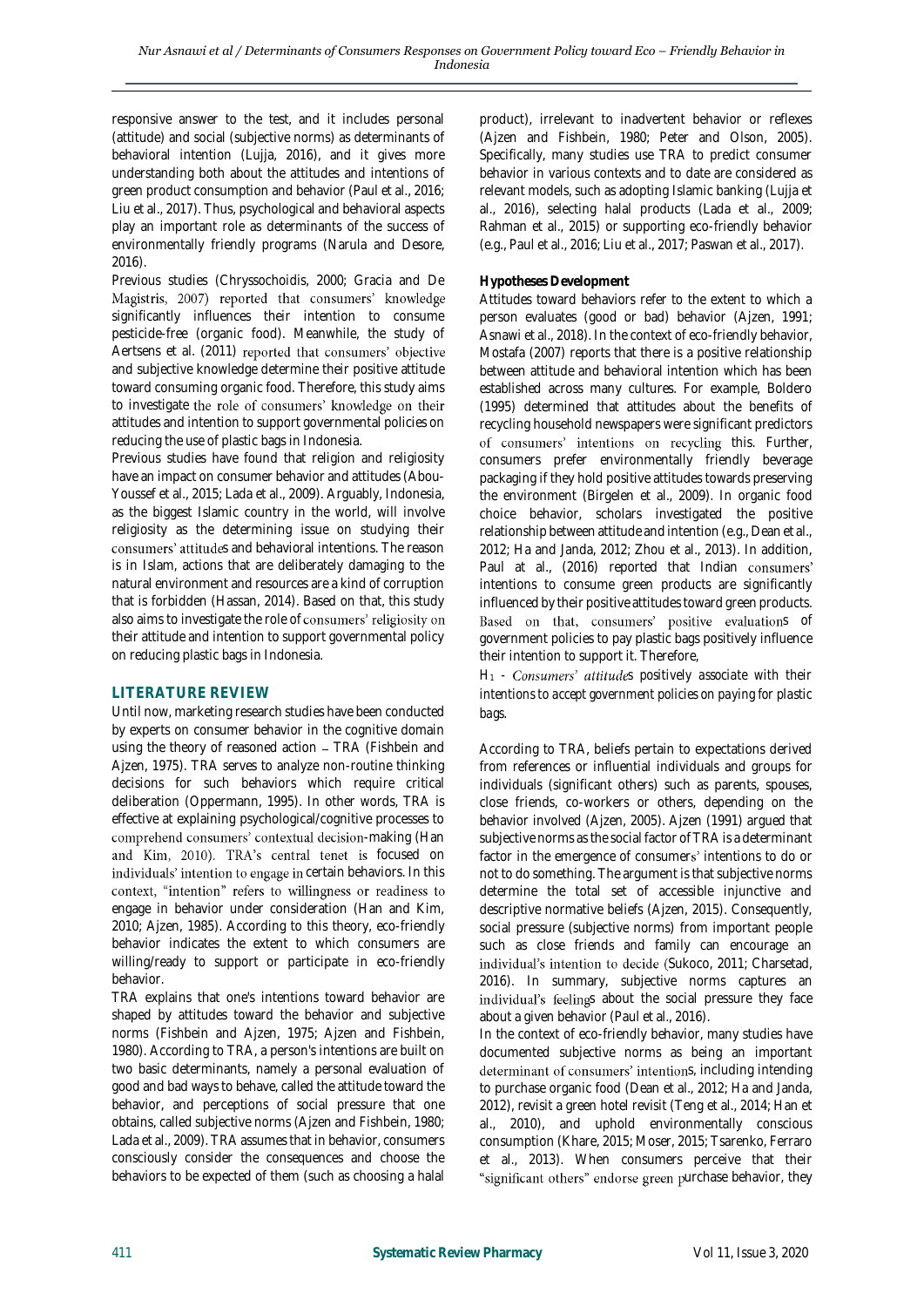responsive answer to the test, and it includes personal (attitude) and social (subjective norms) as determinants of behavioral intention (Lujja, 2016), and it gives more understanding both about the attitudes and intentions of green product consumption and behavior (Paul et al., 2016; Liu et al., 2017). Thus, psychological and behavioral aspects play an important role as determinants of the success of environmentally friendly programs (Narula and Desore, 2016).

Previous studies (Chryssochoidis, 2000; Gracia and De Magistris, 2007) reported that consumers' knowledge significantly influences their intention to consume pesticide-free (organic food). Meanwhile, the study of Aertsens et al. (2011) reported that consumers' objective and subjective knowledge determine their positive attitude toward consuming organic food. Therefore, this study aims to investigate the role of consumers' knowledge on their attitudes and intention to support governmental policies on reducing the use of plastic bags in Indonesia.

Previous studies have found that religion and religiosity have an impact on consumer behavior and attitudes (Abou-Youssef et al., 2015; Lada et al., 2009). Arguably, Indonesia, as the biggest Islamic country in the world, will involve religiosity as the determining issue on studying their consumers' attitudes and behavioral intentions. The reason is in Islam, actions that are deliberately damaging to the natural environment and resources are a kind of corruption that is forbidden (Hassan, 2014). Based on that, this study also aims to investigate the role of consumers' religiosity on their attitude and intention to support governmental policy on reducing plastic bags in Indonesia.

## LITERATURE REVIEW

Until now, marketing research studies have been conducted by experts on consumer behavior in the cognitive domain using the theory of reasoned action – TRA (Fishbein and Ajzen, 1975). TRA serves to analyze non-routine thinking decisions for such behaviors which require critical deliberation (Oppermann, 1995). In other words, TRA is effective at explaining psychological/cognitive processes to comprehend consumers' contextual decision-making (Han and Kim, 2010). TRA's central tenet is focused on individuals' intention to engage in certain behaviors. In this context, "intention" refers to willingness or readiness to engage in behavior under consideration (Han and Kim, 2010; Ajzen, 1985). According to this theory, eco-friendly behavior indicates the extent to which consumers are willing/ready to support or participate in eco-friendly behavior.

TRA explains that one's intentions toward behavior are shaped by attitudes toward the behavior and subjective norms (Fishbein and Ajzen, 1975; Ajzen and Fishbein, 1980). According to TRA, a person's intentions are built on two basic determinants, namely a personal evaluation of good and bad ways to behave, called the attitude toward the behavior, and perceptions of social pressure that one obtains, called subjective norms (Ajzen and Fishbein, 1980; Lada et al., 2009). TRA assumes that in behavior, consumers consciously consider the consequences and choose the behaviors to be expected of them (such as choosing a halal product), irrelevant to inadvertent behavior or reflexes (Ajzen and Fishbein, 1980; Peter and Olson, 2005). Specifically, many studies use TRA to predict consumer behavior in various contexts and to date are considered as relevant models, such as adopting Islamic banking (Lujja et al., 2016), selecting halal products (Lada et al., 2009; Rahman et al., 2015) or supporting eco-friendly behavior (e.g., Paul et al., 2016; Liu et al., 2017; Paswan et al., 2017).

### Hypotheses Development

Attitudes toward behaviors refer to the extent to which a person evaluates (good or bad) behavior (Ajzen, 1991; Asnawi et al., 2018). In the context of eco-friendly behavior, Mostafa (2007) reports that there is a positive relationship between attitude and behavioral intention which has been established across many cultures. For example, Boldero (1995) determined that attitudes about the benefits of recycling household newspapers were significant predictors of consumers' intentions on recycling this. Further, consumers prefer environmentally friendly beverage packaging if they hold positive attitudes towards preserving the environment (Birgelen et al., 2009). In organic food choice behavior, scholars investigated the positive relationship between attitude and intention (e.g., Dean et al., 2012; Ha and Janda, 2012; Zhou et al., 2013). In addition, Paul at al., (2016) reported that Indian consumers' intentions to consume green products are significantly influenced by their positive attitudes toward green products. Based on that, consumers' positive evaluations of government policies to pay plastic bags positively influence their intention to support it. Therefore,

*$H_1$ - Consumers' attitudes positively associate with their intentions to accept government policies on paying for plastic bags.*

According to TRA, beliefs pertain to expectations derived from references or influential individuals and groups for individuals (significant others) such as parents, spouses, close friends, co-workers or others, depending on the behavior involved (Ajzen, 2005). Ajzen (1991) argued that subjective norms as the social factor of TRA is a determinant factor in the emergence of consumers' intentions to do or not to do something. The argument is that subjective norms determine the total set of accessible injunctive and descriptive normative beliefs (Ajzen, 2015). Consequently, social pressure (subjective norms) from important people such as close friends and family can encourage an individual's intention to decide (Sukoco, 2011; Charsetad, 2016). In summary, subjective norms captures an individual's feelings about the social pressure they face about a given behavior (Paul et al., 2016).

In the context of eco-friendly behavior, many studies have documented subjective norms as being an important determinant of consumers' intentions, including intending to purchase organic food (Dean et al., 2012; Ha and Janda, 2012), revisit a green hotel revisit (Teng et al., 2014; Han et al., 2010), and uphold environmentally conscious consumption (Khare, 2015; Moser, 2015; Tsarenko, Ferraro et al., 2013). When consumers perceive that their "significant others" endorse green purchase behavior, they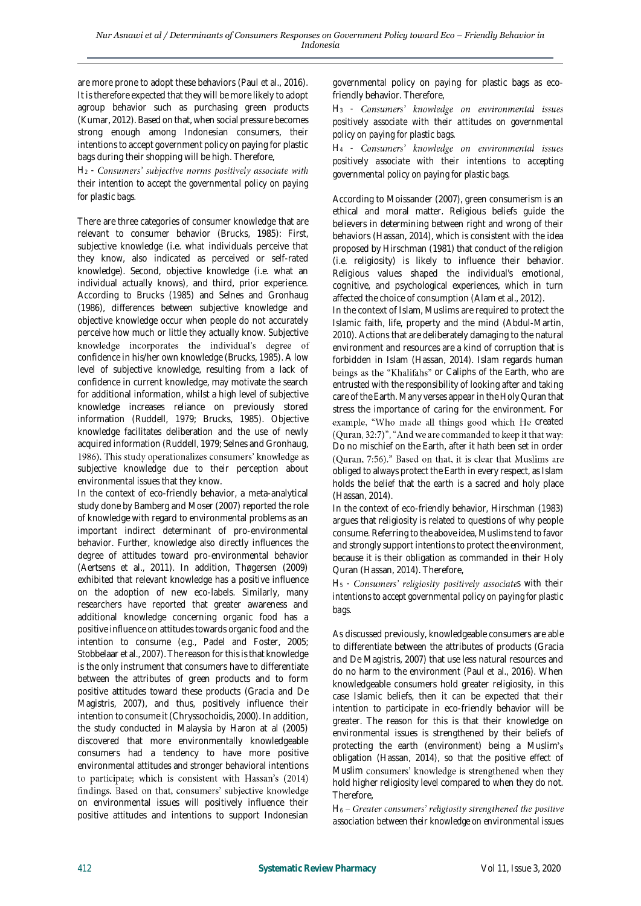are more prone to adopt these behaviors (Paul et al., 2016). It is therefore expected that they will be more likely to adopt agroup behavior such as purchasing green products (Kumar, 2012). Based on that, when social pressure becomes strong enough among Indonesian consumers, their intentions to accept government policy on paying for plastic bags during their shopping will be high. Therefore,

$H_2$ - *Consumers' subjective norms positively associate with their intention to accept the governmental policy on paying for plastic bags.*

There are three categories of consumer knowledge that are relevant to consumer behavior (Brucks, 1985): First, subjective knowledge (i.e. what individuals perceive that they know, also indicated as perceived or self-rated knowledge). Second, objective knowledge (i.e. what an individual actually knows), and third, prior experience. According to Brucks (1985) and Selnes and Gronhaug (1986), differences between subjective knowledge and objective knowledge occur when people do not accurately perceive how much or little they actually know. Subjective knowledge incorporates the individual's degree of confidence in his/her own knowledge (Brucks, 1985). A low level of subjective knowledge, resulting from a lack of confidence in current knowledge, may motivate the search for additional information, whilst a high level of subjective knowledge increases reliance on previously stored information (Ruddell, 1979; Brucks, 1985). Objective knowledge facilitates deliberation and the use of newly acquired information (Ruddell, 1979; Selnes and Gronhaug, 1986). This study operationalizes consumers' knowledge as subjective knowledge due to their perception about environmental issues that they know.

In the context of eco-friendly behavior, a meta-analytical study done by Bamberg and Moser (2007) reported the role of knowledge with regard to environmental problems as an important indirect determinant of pro-environmental behavior. Further, knowledge also directly influences the degree of attitudes toward pro-environmental behavior (Aertsens et al., 2011). In addition, Thøgersen (2009) exhibited that relevant knowledge has a positive influence on the adoption of new eco-labels. Similarly, many researchers have reported that greater awareness and additional knowledge concerning organic food has a positive influence on attitudes towards organic food and the intention to consume (e.g., Padel and Foster, 2005; Stobbelaar et al., 2007). The reason for this is that knowledge is the only instrument that consumers have to differentiate between the attributes of green products and to form positive attitudes toward these products (Gracia and De Magistris, 2007), and thus, positively influence their intention to consume it (Chryssochoidis, 2000). In addition, the study conducted in Malaysia by Haron at al (2005) discovered that more environmentally knowledgeable consumers had a tendency to have more positive environmental attitudes and stronger behavioral intentions to participate; which is consistent with Hassan's (2014) findings. Based on that, consumers' subjective knowledge on environmental issues will positively influence their positive attitudes and intentions to support Indonesian governmental policy on paying for plastic bags as eco-friendly behavior. Therefore,

$H_3$ - *Consumers' knowledge on environmental issues positively associate with their attitudes on governmental policy on paying for plastic bags.*

$H_4$ - *Consumers' knowledge on environmental issues positively associate with their intentions to accepting governmental policy on paying for plastic bags.*

According to Moissander (2007), green consumerism is an ethical and moral matter. Religious beliefs guide the believers in determining between right and wrong of their behaviors (Hassan, 2014), which is consistent with the idea proposed by Hirschman (1981) that conduct of the religion (i.e. religiosity) is likely to influence their behavior. Religious values shaped the individual's emotional, cognitive, and psychological experiences, which in turn affected the choice of consumption (Alam et al., 2012).

In the context of Islam, Muslims are required to protect the Islamic faith, life, property and the mind (Abdul-Martin, 2010). Actions that are deliberately damaging to the natural environment and resources are a kind of corruption that is forbidden in Islam (Hassan, 2014). Islam regards human beings as the "Khalifahs" or Caliphs of the Earth, who are entrusted with the responsibility of looking after and taking care of the Earth. Many verses appear in the Holy Quran that stress the importance of caring for the environment. For example, "Who made all things good which He created (Quran, 32:7)", "And we are commanded to keep it that way: Do no mischief on the Earth, after it hath been set in order (Quran, 7:56)." Based on that, it is clear that Muslims are obliged to always protect the Earth in every respect, as Islam holds the belief that the earth is a sacred and holy place (Hassan, 2014).

In the context of eco-friendly behavior, Hirschman (1983) argues that religiosity is related to questions of why people consume. Referring to the above idea, Muslims tend to favor and strongly support intentions to protect the environment, because it is their obligation as commanded in their Holy Quran (Hassan, 2014). Therefore,

$H_5$ - *Consumers' religiosity positively associates with their intentions to accept governmental policy on paying for plastic bags.*

As discussed previously, knowledgeable consumers are able to differentiate between the attributes of products (Gracia and De Magistris, 2007) that use less natural resources and do no harm to the environment (Paul et al., 2016). When knowledgeable consumers hold greater religiosity, in this case Islamic beliefs, then it can be expected that their intention to participate in eco-friendly behavior will be greater. The reason for this is that their knowledge on environmental issues is strengthened by their beliefs of protecting the earth (environment) being a Muslim's obligation (Hassan, 2014), so that the positive effect of Muslim consumers' knowledge is strengthened when they hold higher religiosity level compared to when they do not. Therefore,

$H_6$ – *Greater consumers' religiosity strengthened the positive association between their knowledge on environmental issues*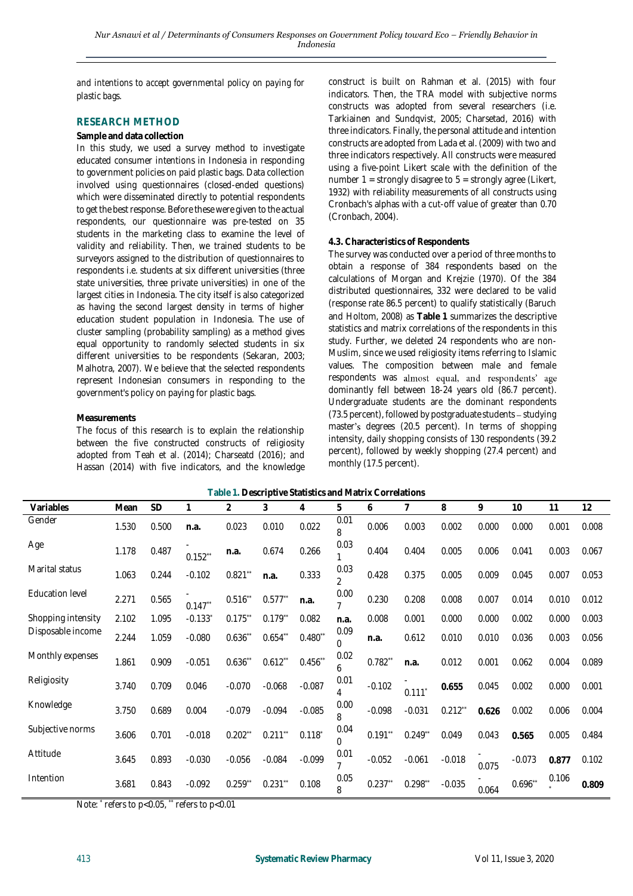and intentions to accept governmental policy on paying for plastic bags.

## RESEARCH METHOD

**Sample and data collection**

In this study, we used a survey method to investigate educated consumer intentions in Indonesia in responding to government policies on paid plastic bags. Data collection involved using questionnaires (closed-ended questions) which were disseminated directly to potential respondents to get the best response. Before these were given to the actual respondents, our questionnaire was pre-tested on 35 students in the marketing class to examine the level of validity and reliability. Then, we trained students to be surveyors assigned to the distribution of questionnaires to respondents i.e. students at six different universities (three state universities, three private universities) in one of the largest cities in Indonesia. The city itself is also categorized as having the second largest density in terms of higher education student population in Indonesia. The use of cluster sampling (probability sampling) as a method gives equal opportunity to randomly selected students in six different universities to be respondents (Sekaran, 2003; Malhotra, 2007). We believe that the selected respondents represent Indonesian consumers in responding to the government's policy on paying for plastic bags.

**Measurements**

The focus of this research is to explain the relationship between the five constructed constructs of religiosity adopted from Teah et al. (2014); Charseatd (2016); and Hassan (2014) with five indicators, and the knowledge construct is built on Rahman et al. (2015) with four indicators. Then, the TRA model with subjective norms constructs was adopted from several researchers (i.e. Tarkiainen and Sundqvist, 2005; Charsetad, 2016) with three indicators. Finally, the personal attitude and intention constructs are adopted from Lada et al. (2009) with two and three indicators respectively. All constructs were measured using a five-point Likert scale with the definition of the number 1 = strongly disagree to 5 = strongly agree (Likert, 1932) with reliability measurements of all constructs using Cronbach's alphas with a cut-off value of greater than 0.70 (Cronbach, 2004).

**4.3. Characteristics of Respondents**

The survey was conducted over a period of three months to obtain a response of 384 respondents based on the calculations of Morgan and Krejzie (1970). Of the 384 distributed questionnaires, 332 were declared to be valid (response rate 86.5 percent) to qualify statistically (Baruch and Holtom, 2008) as **Table 1** summarizes the descriptive statistics and matrix correlations of the respondents in this study. Further, we deleted 24 respondents who are non-Muslim, since we used religiosity items referring to Islamic values. The composition between male and female respondents was almost equal, and respondents' age dominantly fell between 18-24 years old (86.7 percent). Undergraduate students are the dominant respondents (73.5 percent), followed by postgraduate students – studying master's degrees (20.5 percent). In terms of shopping intensity, daily shopping consists of 130 respondents (39.2 percent), followed by weekly shopping (27.4 percent) and monthly (17.5 percent).

**Table 1. Descriptive Statistics and Matrix Correlations**

| Variables | Mean | SD | 1 | 2 | 3 | 4 | 5 | 6 | 7 | 8 | 9 | 10 | 11 | 12 |
|---|---|---|---|---|---|---|---|---|---|---|---|---|---|---|
| Gender | 1.530 | 0.500 | **n.a.** | 0.023 | 0.010 | 0.022 | 0.018 | 0.006 | 0.003 | 0.002 | 0.000 | 0.000 | 0.001 | 0.008 |
| Age | 1.178 | 0.487 | -0.152** | **n.a.** | 0.674 | 0.266 | 0.031 | 0.404 | 0.404 | 0.005 | 0.006 | 0.041 | 0.003 | 0.067 |
| Marital status | 1.063 | 0.244 | -0.102 | 0.821** | **n.a.** | 0.333 | 0.032 | 0.428 | 0.375 | 0.005 | 0.009 | 0.045 | 0.007 | 0.053 |
| Education level | 2.271 | 0.565 | -0.147** | 0.516** | 0.577** | **n.a.** | 0.007 | 0.230 | 0.208 | 0.008 | 0.007 | 0.014 | 0.010 | 0.012 |
| Shopping intensity | 2.102 | 1.095 | -0.133* | 0.175** | 0.179** | 0.082 | **n.a.** | 0.008 | 0.001 | 0.000 | 0.000 | 0.002 | 0.000 | 0.003 |
| Disposable income | 2.244 | 1.059 | -0.080 | 0.636** | 0.654** | 0.480** | 0.090 | **n.a.** | 0.612 | 0.010 | 0.010 | 0.036 | 0.003 | 0.056 |
| Monthly expenses | 1.861 | 0.909 | -0.051 | 0.636** | 0.612** | 0.456** | 0.026 | 0.782** | **n.a.** | 0.012 | 0.001 | 0.062 | 0.004 | 0.089 |
| Religiosity | 3.740 | 0.709 | 0.046 | -0.070 | -0.068 | -0.087 | 0.014 | -0.102 | -0.111* | **0.655** | 0.045 | 0.002 | 0.000 | 0.001 |
| Knowledge | 3.750 | 0.689 | 0.004 | -0.079 | -0.094 | -0.085 | 0.008 | -0.098 | -0.031 | 0.212** | **0.626** | 0.002 | 0.006 | 0.004 |
| Subjective norms | 3.606 | 0.701 | -0.018 | 0.202** | 0.211** | 0.118* | 0.040 | 0.191** | 0.249** | 0.049 | 0.043 | **0.565** | 0.005 | 0.484 |
| Attitude | 3.645 | 0.893 | -0.030 | -0.056 | -0.084 | -0.099 | 0.017 | -0.052 | -0.061 | -0.018 | -0.075 | -0.073 | **0.877** | 0.102 |
| Intention | 3.681 | 0.843 | -0.092 | 0.259** | 0.231** | 0.108 | 0.058 | 0.237** | 0.298** | -0.035 | -0.064 | 0.696** | 0.106* | **0.809** |

Note: * refers to p<0.05, ** refers to p<0.01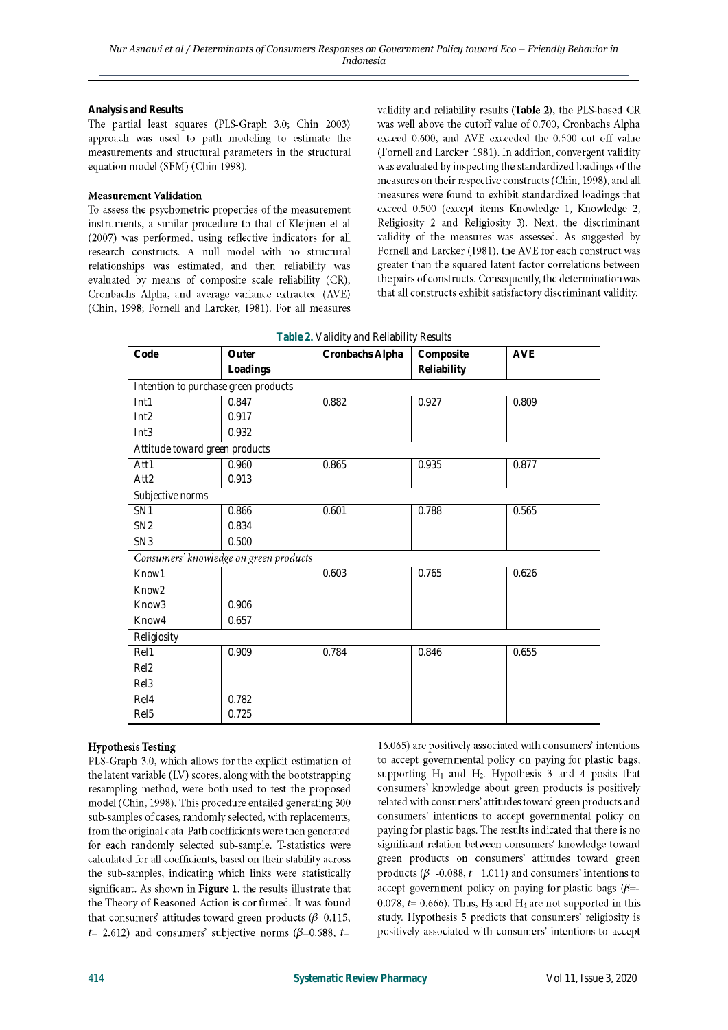## Analysis and Results

The partial least squares (PLS-Graph 3.0; Chin 2003) approach was used to path modeling to estimate the measurements and structural parameters in the structural equation model (SEM) (Chin 1998).

### Measurement Validation

To assess the psychometric properties of the measurement instruments, a similar procedure to that of Kleijnen et al (2007) was performed, using reflective indicators for all research constructs. A null model with no structural relationships was estimated, and then reliability was evaluated by means of composite scale reliability (CR), Cronbachs Alpha, and average variance extracted (AVE) (Chin, 1998; Fornell and Larcker, 1981). For all measures validity and reliability results (**Table 2**), the PLS-based CR was well above the cutoff value of 0.700, Cronbachs Alpha exceed 0.600, and AVE exceeded the 0.500 cut off value (Fornell and Larcker, 1981). In addition, convergent validity was evaluated by inspecting the standardized loadings of the measures on their respective constructs (Chin, 1998), and all measures were found to exhibit standardized loadings that exceed 0.500 (except items Knowledge 1, Knowledge 2, Religiosity 2 and Religiosity 3). Next, the discriminant validity of the measures was assessed. As suggested by Fornell and Larcker (1981), the AVE for each construct was greater than the squared latent factor correlations between the pairs of constructs. Consequently, the determination was that all constructs exhibit satisfactory discriminant validity.

**Table 2.** Validity and Reliability Results

| Code | Outer Loadings | Cronbachs Alpha | Composite Reliability | AVE |
|---|---|---|---|---|
| Intention to purchase green products | | | | |
| Int1 | 0.847 | 0.882 | 0.927 | 0.809 |
| Int2 | 0.917 | | | |
| Int3 | 0.932 | | | |
| Attitude toward green products | | | | |
| Att1 | 0.960 | 0.865 | 0.935 | 0.877 |
| Att2 | 0.913 | | | |
| Subjective norms | | | | |
| SN1 | 0.866 | 0.601 | 0.788 | 0.565 |
| SN2 | 0.834 | | | |
| SN3 | 0.500 | | | |
| *Consumers' knowledge on green products* | | | | |
| Know1 | | 0.603 | 0.765 | 0.626 |
| Know2 | | | | |
| Know3 | 0.906 | | | |
| Know4 | 0.657 | | | |
| Religiosity | | | | |
| Rel1 | 0.909 | 0.784 | 0.846 | 0.655 |
| Rel2 | | | | |
| Rel3 | | | | |
| Rel4 | 0.782 | | | |
| Rel5 | 0.725 | | | |

### Hypothesis Testing

PLS-Graph 3.0, which allows for the explicit estimation of the latent variable (LV) scores, along with the bootstrapping resampling method, were both used to test the proposed model (Chin, 1998). This procedure entailed generating 300 sub-samples of cases, randomly selected, with replacements, from the original data. Path coefficients were then generated for each randomly selected sub-sample. T-statistics were calculated for all coefficients, based on their stability across the sub-samples, indicating which links were statistically significant. As shown in **Figure 1**, the results illustrate that the Theory of Reasoned Action is confirmed. It was found that consumers' attitudes toward green products ($\beta$=0.115, $t$= 2.612) and consumers' subjective norms ($\beta$=0.688, $t$= 16.065) are positively associated with consumers' intentions to accept governmental policy on paying for plastic bags, supporting $H_1$ and $H_2$. Hypothesis 3 and 4 posits that consumers' knowledge about green products is positively related with consumers' attitudes toward green products and consumers' intentions to accept governmental policy on paying for plastic bags. The results indicated that there is no significant relation between consumers' knowledge toward green products on consumers' attitudes toward green products ($\beta$=-0.088, $t$= 1.011) and consumers' intentions to accept government policy on paying for plastic bags ($\beta$=-0.078, $t$= 0.666). Thus, $H_3$ and $H_4$ are not supported in this study. Hypothesis 5 predicts that consumers' religiosity is positively associated with consumers' intentions to accept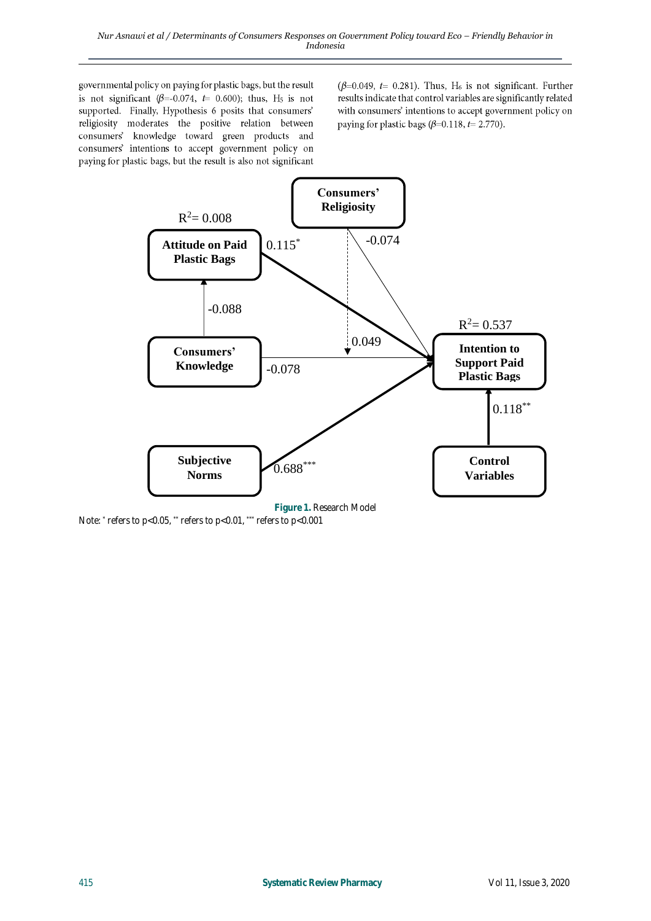governmental policy on paying for plastic bags, but the result is not significant ($\beta$=-0.074, $t$= 0.600); thus, $H_5$ is not supported. Finally, Hypothesis 6 posits that consumers' religiosity moderates the positive relation between consumers' knowledge toward green products and consumers' intentions to accept government policy on paying for plastic bags, but the result is also not significant ($\beta$=0.049, $t$= 0.281). Thus, $H_6$ is not significant. Further results indicate that control variables are significantly related with consumers' intentions to accept government policy on paying for plastic bags ($\beta$=0.118, $t$= 2.770).

**Figure 1.** Research Model

Note: * refers to p<0.05, ** refers to p<0.01, *** refers to p<0.001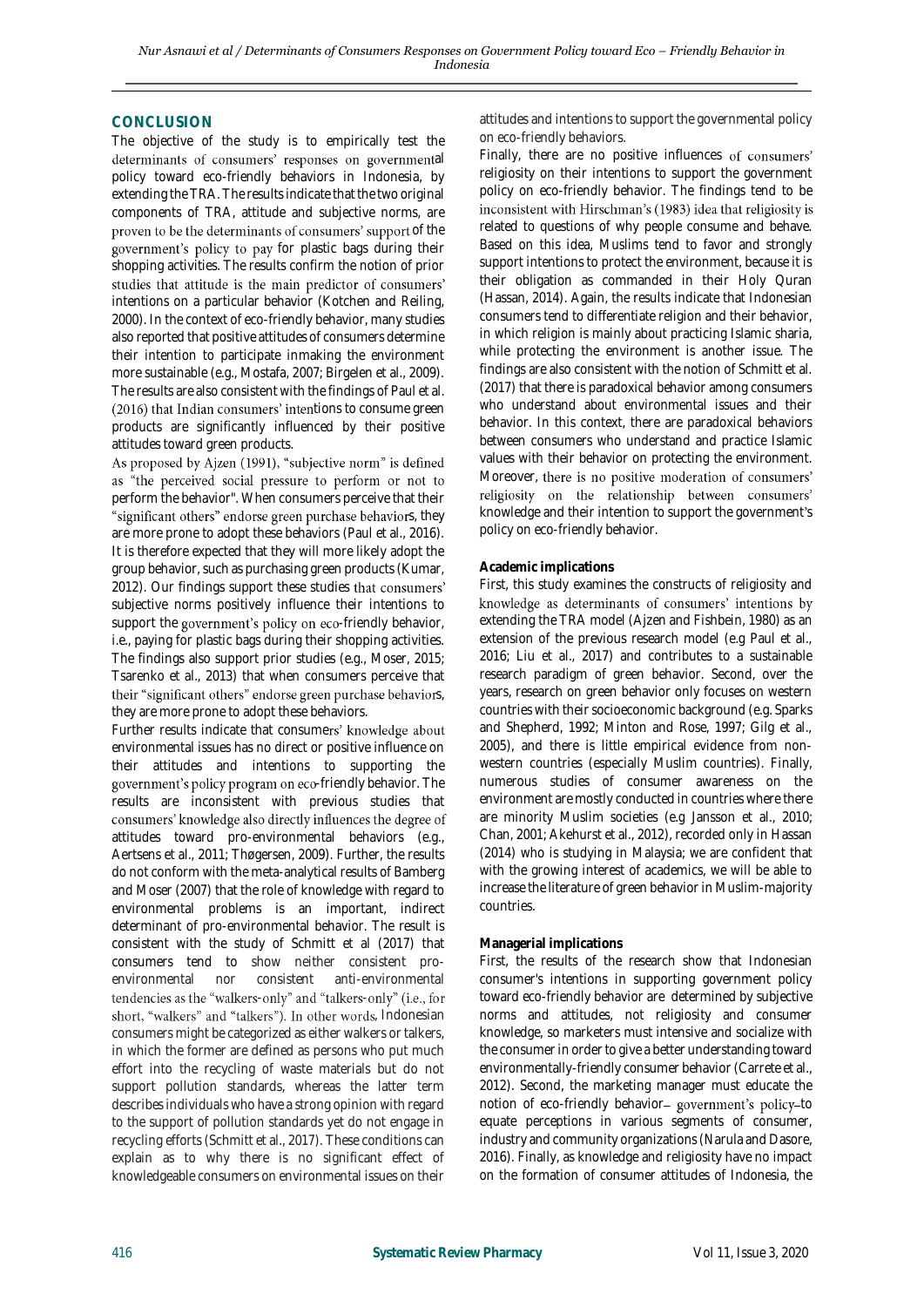## CONCLUSION

The objective of the study is to empirically test the determinants of consumers' responses on governmental policy toward eco-friendly behaviors in Indonesia, by extending the TRA. The results indicate that the two original components of TRA, attitude and subjective norms, are proven to be the determinants of consumers' support of the government's policy to pay for plastic bags during their shopping activities. The results confirm the notion of prior studies that attitude is the main predictor of consumers' intentions on a particular behavior (Kotchen and Reiling, 2000). In the context of eco-friendly behavior, many studies also reported that positive attitudes of consumers determine their intention to participate inmaking the environment more sustainable (e.g., Mostafa, 2007; Birgelen et al., 2009). The results are also consistent with the findings of Paul et al. (2016) that Indian consumers' intentions to consume green products are significantly influenced by their positive attitudes toward green products.

As proposed by Ajzen (1991), "subjective norm" is defined as "the perceived social pressure to perform or not to perform the behavior". When consumers perceive that their "significant others" endorse green purchase behaviors, they are more prone to adopt these behaviors (Paul et al., 2016). It is therefore expected that they will more likely adopt the group behavior, such as purchasing green products (Kumar, 2012). Our findings support these studies that consumers' subjective norms positively influence their intentions to support the government's policy on eco-friendly behavior, i.e., paying for plastic bags during their shopping activities. The findings also support prior studies (e.g., Moser, 2015; Tsarenko et al., 2013) that when consumers perceive that their "significant others" endorse green purchase behaviors, they are more prone to adopt these behaviors.

Further results indicate that consumers' knowledge about environmental issues has no direct or positive influence on their attitudes and intentions to supporting the government's policy program on eco-friendly behavior. The results are inconsistent with previous studies that consumers' knowledge also directly influences the degree of attitudes toward pro-environmental behaviors (e.g., Aertsens et al., 2011; Thøgersen, 2009). Further, the results do not conform with the meta-analytical results of Bamberg and Moser (2007) that the role of knowledge with regard to environmental problems is an important, indirect determinant of pro-environmental behavior. The result is consistent with the study of Schmitt et al (2017) that consumers tend to show neither consistent pro-environmental nor consistent anti-environmental tendencies as the "walkers-only" and "talkers-only" (i.e., for short, "walkers" and "talkers"). In other words, Indonesian consumers might be categorized as either walkers or talkers, in which the former are defined as persons who put much effort into the recycling of waste materials but do not support pollution standards, whereas the latter term describes individuals who have a strong opinion with regard to the support of pollution standards yet do not engage in recycling efforts (Schmitt et al., 2017). These conditions can explain as to why there is no significant effect of knowledgeable consumers on environmental issues on their attitudes and intentions to support the governmental policy on eco-friendly behaviors.

Finally, there are no positive influences of consumers' religiosity on their intentions to support the government policy on eco-friendly behavior. The findings tend to be inconsistent with Hirschman's (1983) idea that religiosity is related to questions of why people consume and behave. Based on this idea, Muslims tend to favor and strongly support intentions to protect the environment, because it is their obligation as commanded in their Holy Quran (Hassan, 2014). Again, the results indicate that Indonesian consumers tend to differentiate religion and their behavior, in which religion is mainly about practicing Islamic sharia, while protecting the environment is another issue. The findings are also consistent with the notion of Schmitt et al. (2017) that there is paradoxical behavior among consumers who understand about environmental issues and their behavior. In this context, there are paradoxical behaviors between consumers who understand and practice Islamic values with their behavior on protecting the environment. Moreover, there is no positive moderation of consumers' religiosity on the relationship between consumers' knowledge and their intention to support the government's policy on eco-friendly behavior.

### Academic implications

First, this study examines the constructs of religiosity and knowledge as determinants of consumers' intentions by extending the TRA model (Ajzen and Fishbein, 1980) as an extension of the previous research model (e.g Paul et al., 2016; Liu et al., 2017) and contributes to a sustainable research paradigm of green behavior. Second, over the years, research on green behavior only focuses on western countries with their socioeconomic background (e.g. Sparks and Shepherd, 1992; Minton and Rose, 1997; Gilg et al., 2005), and there is little empirical evidence from non-western countries (especially Muslim countries). Finally, numerous studies of consumer awareness on the environment are mostly conducted in countries where there are minority Muslim societies (e.g Jansson et al., 2010; Chan, 2001; Akehurst et al., 2012), recorded only in Hassan (2014) who is studying in Malaysia; we are confident that with the growing interest of academics, we will be able to increase the literature of green behavior in Muslim-majority countries.

### Managerial implications

First, the results of the research show that Indonesian consumer's intentions in supporting government policy toward eco-friendly behavior are determined by subjective norms and attitudes, not religiosity and consumer knowledge, so marketers must intensive and socialize with the consumer in order to give a better understanding toward environmentally-friendly consumer behavior (Carrete et al., 2012). Second, the marketing manager must educate the notion of eco-friendly behavior – government's policy – to equate perceptions in various segments of consumer, industry and community organizations (Narula and Dasore, 2016). Finally, as knowledge and religiosity have no impact on the formation of consumer attitudes of Indonesia, the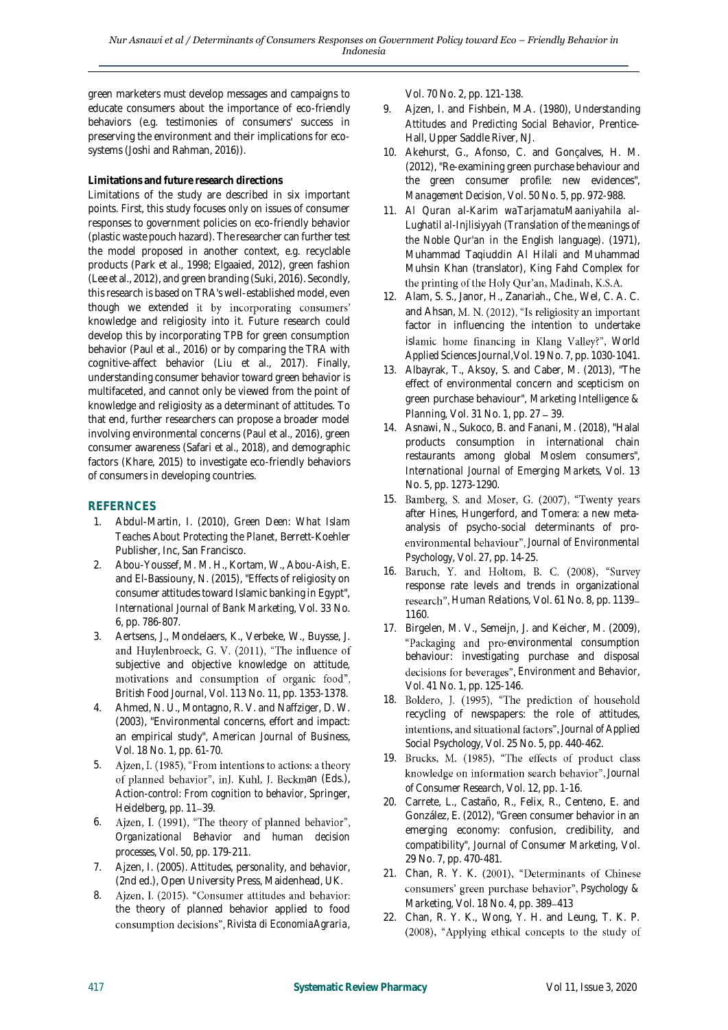green marketers must develop messages and campaigns to educate consumers about the importance of eco-friendly behaviors (e.g. testimonies of consumers' success in preserving the environment and their implications for eco-systems (Joshi and Rahman, 2016)).

**Limitations and future research directions**

Limitations of the study are described in six important points. First, this study focuses only on issues of consumer responses to government policies on eco-friendly behavior (plastic waste pouch hazard). The researcher can further test the model proposed in another context, e.g. recyclable products (Park et al., 1998; Elgaaied, 2012), green fashion (Lee et al., 2012), and green branding (Suki, 2016). Secondly, this research is based on TRA's well-established model, even though we extended it by incorporating consumers' knowledge and religiosity into it. Future research could develop this by incorporating TPB for green consumption behavior (Paul et al., 2016) or by comparing the TRA with cognitive-affect behavior (Liu et al., 2017). Finally, understanding consumer behavior toward green behavior is multifaceted, and cannot only be viewed from the point of knowledge and religiosity as a determinant of attitudes. To that end, further researchers can propose a broader model involving environmental concerns (Paul et al., 2016), green consumer awareness (Safari et al., 2018), and demographic factors (Khare, 2015) to investigate eco-friendly behaviors of consumers in developing countries.

## REFERNCES

1. Abdul-Martin, I. (2010), *Green Deen: What Islam Teaches About Protecting the Planet*, Berrett-Koehler Publisher, Inc, San Francisco.
2. Abou-Youssef, M. M. H., Kortam, W., Abou-Aish, E. and El-Bassiouny, N. (2015), "Effects of religiosity on consumer attitudes toward Islamic banking in Egypt", *International Journal of Bank Marketing*, Vol. 33 No. 6, pp. 786-807.
3. Aertsens, J., Mondelaers, K., Verbeke, W., Buysse, J. and Huylenbroeck, G. V. (2011), "The influence of subjective and objective knowledge on attitude, motivations and consumption of organic food", *British Food Journal*, Vol. 113 No. 11, pp. 1353-1378.
4. Ahmed, N. U., Montagno, R. V. and Naffziger, D. W. (2003), "Environmental concerns, effort and impact: an empirical study", *American Journal of Business*, Vol. 18 No. 1, pp. 61-70.
5. Ajzen, I. (1985), "From intentions to actions: a theory of planned behavior", inJ. Kuhl, J. Beckman (Eds.), *Action-control: From cognition to behavior*, Springer, Heidelberg, pp. 11–39.
6. Ajzen, I. (1991), "The theory of planned behavior", *Organizational Behavior and human decision processes*, Vol. 50, pp. 179-211.
7. Ajzen, I. (2005). *Attitudes, personality, and behavior*, (2nd ed.), Open University Press, Maidenhead, UK.
8. Ajzen, I. (2015). "Consumer attitudes and behavior: the theory of planned behavior applied to food consumption decisions", *Rivista di EconomiaAgraria*, Vol. 70 No. 2, pp. 121-138.
9. Ajzen, I. and Fishbein, M.A. (1980), *Understanding Attitudes and Predicting Social Behavior*, Prentice-Hall, Upper Saddle River, NJ.
10. Akehurst, G., Afonso, C. and Gonçalves, H. M. (2012), "Re-examining green purchase behaviour and the green consumer profile: new evidences", *Management Decision*, Vol. 50 No. 5, pp. 972-988.
11. *Al Quran al-Karim waTarjamatuMaaniyahila al-Lughatil al-Injlisiyyah (Translation of the meanings of the Noble Qur'an in the English language)*. (1971), Muhammad Taqiuddin Al Hilali and Muhammad Muhsin Khan (translator), King Fahd Complex for the printing of the Holy Qur'an, Madinah, K.S.A.
12. Alam, S. S., Janor, H., Zanariah., Che., Wel, C. A. C. and Ahsan, M. N. (2012), "Is religiosity an important factor in influencing the intention to undertake islamic home financing in Klang Valley?", *World Applied Sciences Journal*,Vol. 19 No. 7, pp. 1030-1041.
13. Albayrak, T., Aksoy, S. and Caber, M. (2013), "The effect of environmental concern and scepticism on green purchase behaviour", *Marketing Intelligence & Planning*, Vol. 31 No. 1, pp. 27 – 39.
14. Asnawi, N., Sukoco, B. and Fanani, M. (2018), "Halal products consumption in international chain restaurants among global Moslem consumers", *International Journal of Emerging Markets*, Vol. 13 No. 5, pp. 1273-1290.
15. Bamberg, S. and Moser, G. (2007), "Twenty years after Hines, Hungerford, and Tomera: a new meta-analysis of psycho-social determinants of pro-environmental behaviour", *Journal of Environmental Psychology*, Vol. 27, pp. 14-25.
16. Baruch, Y. and Holtom, B. C. (2008), "Survey response rate levels and trends in organizational research", *Human Relations*, Vol. 61 No. 8, pp. 1139–1160.
17. Birgelen, M. V., Semeijn, J. and Keicher, M. (2009), "Packaging and pro-environmental consumption behaviour: investigating purchase and disposal decisions for beverages", *Environment and Behavior*, Vol. 41 No. 1, pp. 125-146.
18. Boldero, J. (1995), "The prediction of household recycling of newspapers: the role of attitudes, intentions, and situational factors", *Journal of Applied Social Psychology*, Vol. 25 No. 5, pp. 440-462.
19. Brucks, M. (1985), "The effects of product class knowledge on information search behavior", *Journal of Consumer Research*, Vol. 12, pp. 1-16.
20. Carrete, L., Castaño, R., Felix, R., Centeno, E. and González, E. (2012), "Green consumer behavior in an emerging economy: confusion, credibility, and compatibility", *Journal of Consumer Marketing*, Vol. 29 No. 7, pp. 470-481.
21. Chan, R. Y. K. (2001), "Determinants of Chinese consumers' green purchase behavior", *Psychology & Marketing*, Vol. 18 No. 4, pp. 389–413
22. Chan, R. Y. K., Wong, Y. H. and Leung, T. K. P. (2008), "Applying ethical concepts to the study of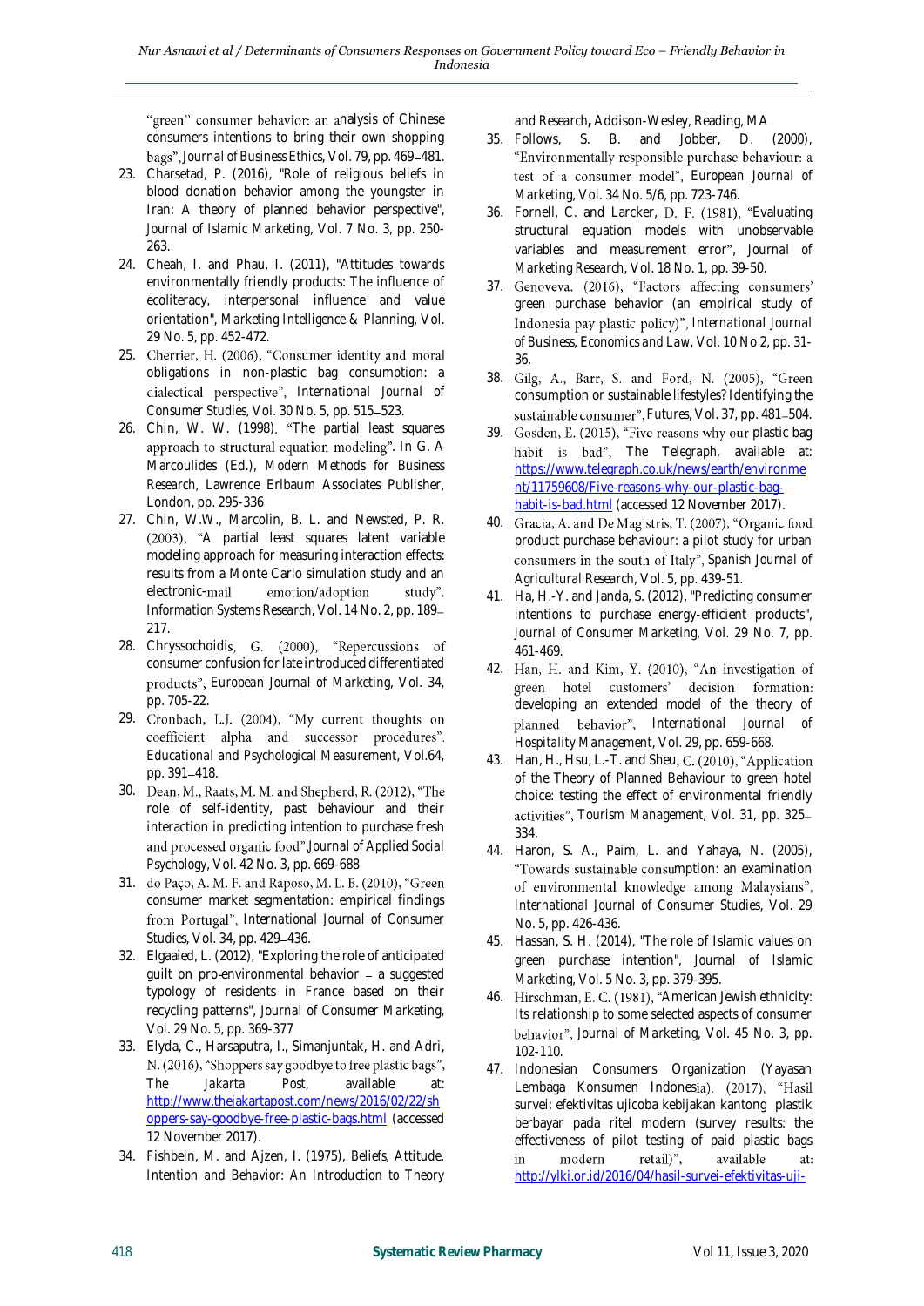"green" consumer behavior: an analysis of Chinese consumers intentions to bring their own shopping bags", *Journal of Business Ethics*, Vol. 79, pp. 469–481.

23. Charsetad, P. (2016), "Role of religious beliefs in blood donation behavior among the youngster in Iran: A theory of planned behavior perspective", *Journal of Islamic Marketing*, Vol. 7 No. 3, pp. 250-263.
24. Cheah, I. and Phau, I. (2011), "Attitudes towards environmentally friendly products: The influence of ecoliteracy, interpersonal influence and value orientation", *Marketing Intelligence & Planning*, Vol. 29 No. 5, pp. 452-472.
25. Cherrier, H. (2006), "Consumer identity and moral obligations in non-plastic bag consumption: a dialectical perspective", *International Journal of Consumer Studies*, Vol. 30 No. 5, pp. 515–523.
26. Chin, W. W. (1998). "The partial least squares approach to structural equation modeling". In G. A Marcoulides (Ed.), *Modern Methods for Business Research*, Lawrence Erlbaum Associates Publisher, London, pp. 295-336
27. Chin, W.W., Marcolin, B. L. and Newsted, P. R. (2003), "A partial least squares latent variable modeling approach for measuring interaction effects: results from a Monte Carlo simulation study and an electronic-mail emotion/adoption study". *Information Systems Research*, Vol. 14 No. 2, pp. 189–217.
28. Chryssochoidis, G. (2000), "Repercussions of consumer confusion for late introduced differentiated products", *European Journal of Marketing*, Vol. 34, pp. 705-22.
29. Cronbach, L.J. (2004), "My current thoughts on coefficient alpha and successor procedures". *Educational and Psychological Measurement*, Vol.64, pp. 391–418.
30. Dean, M., Raats, M. M. and Shepherd, R. (2012), "The role of self-identity, past behaviour and their interaction in predicting intention to purchase fresh and processed organic food",*Journal of Applied Social Psychology*, Vol. 42 No. 3, pp. 669-688
31. do Paço, A. M. F. and Raposo, M. L. B. (2010), "Green consumer market segmentation: empirical findings from Portugal", *International Journal of Consumer Studies*, Vol. 34, pp. 429–436.
32. Elgaaied, L. (2012), "Exploring the role of anticipated guilt on pro-environmental behavior – a suggested typology of residents in France based on their recycling patterns", *Journal of Consumer Marketing*, Vol. 29 No. 5, pp. 369-377
33. Elyda, C., Harsaputra, I., Simanjuntak, H. and Adri, N. (2016), "Shoppers say goodbye to free plastic bags", *The Jakarta Post*, available at: http://www.thejakartapost.com/news/2016/02/22/shoppers-say-goodbye-free-plastic-bags.html (accessed 12 November 2017).
34. Fishbein, M. and Ajzen, I. (1975), *Beliefs, Attitude, Intention and Behavior: An Introduction to Theory and Research*, Addison-Wesley, Reading, MA
35. Follows, S. B. and Jobber, D. (2000), "Environmentally responsible purchase behaviour: a test of a consumer model", *European Journal of Marketing*, Vol. 34 No. 5/6, pp. 723-746.
36. Fornell, C. and Larcker, D. F. (1981), "Evaluating structural equation models with unobservable variables and measurement error", *Journal of Marketing Research*, Vol. 18 No. 1, pp. 39-50.
37. Genoveva. (2016), "Factors affecting consumers' green purchase behavior (an empirical study of Indonesia pay plastic policy)", *International Journal of Business, Economics and Law*, Vol. 10 No 2, pp. 31-36.
38. Gilg, A., Barr, S. and Ford, N. (2005), "Green consumption or sustainable lifestyles? Identifying the sustainable consumer", *Futures*, Vol. 37, pp. 481–504.
39. Gosden, E. (2015), "Five reasons why our plastic bag habit is bad", *The Telegraph*, available at: https://www.telegraph.co.uk/news/earth/environment/11759608/Five-reasons-why-our-plastic-bag-habit-is-bad.html (accessed 12 November 2017).
40. Gracia, A. and De Magistris, T. (2007), "Organic food product purchase behaviour: a pilot study for urban consumers in the south of Italy", *Spanish Journal of Agricultural Research*, Vol. 5, pp. 439-51.
41. Ha, H.-Y. and Janda, S. (2012), "Predicting consumer intentions to purchase energy-efficient products", *Journal of Consumer Marketing*, Vol. 29 No. 7, pp. 461-469.
42. Han, H. and Kim, Y. (2010), "An investigation of green hotel customers' decision formation: developing an extended model of the theory of planned behavior", *International Journal of Hospitality Management*, Vol. 29, pp. 659-668.
43. Han, H., Hsu, L.-T. and Sheu, C. (2010), "Application of the Theory of Planned Behaviour to green hotel choice: testing the effect of environmental friendly activities", *Tourism Management*, Vol. 31, pp. 325–334.
44. Haron, S. A., Paim, L. and Yahaya, N. (2005), "Towards sustainable consumption: an examination of environmental knowledge among Malaysians", *International Journal of Consumer Studies*, Vol. 29 No. 5, pp. 426-436.
45. Hassan, S. H. (2014), "The role of Islamic values on green purchase intention", *Journal of Islamic Marketing*, Vol. 5 No. 3, pp. 379-395.
46. Hirschman, E. C. (1981), "American Jewish ethnicity: Its relationship to some selected aspects of consumer behavior", *Journal of Marketing*, Vol. 45 No. 3, pp. 102-110.
47. Indonesian Consumers Organization (Yayasan Lembaga Konsumen Indonesia). (2017), "Hasil survei: efektivitas ujicoba kebijakan kantong plastik berbayar pada ritel modern (survey results: the effectiveness of pilot testing of paid plastic bags in modern retail)", available at: http://ylki.or.id/2016/04/hasil-survei-efektivitas-uji-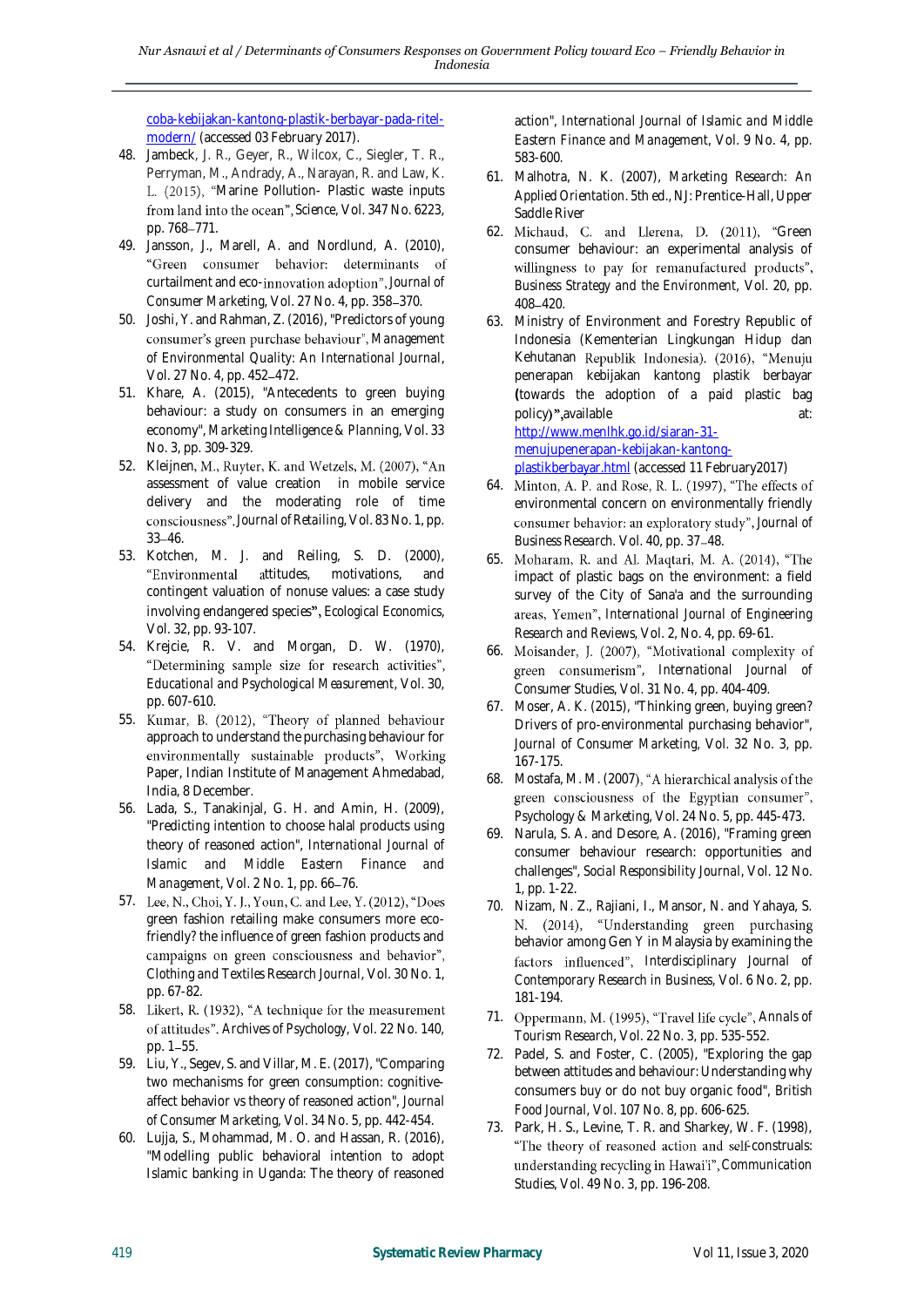coba-kebijakan-kantong-plastik-berbayar-pada-ritel-modern/ (accessed 03 February 2017).

48. Jambeck, J. R., Geyer, R., Wilcox, C., Siegler, T. R., Perryman, M., Andrady, A., Narayan, R. and Law, K. L. (2015), "Marine Pollution- Plastic waste inputs from land into the ocean", *Science*, Vol. 347 No. 6223, pp. 768–771.
49. Jansson, J., Marell, A. and Nordlund, A. (2010), "Green consumer behavior: determinants of curtailment and eco-innovation adoption", *Journal of Consumer Marketing*, Vol. 27 No. 4, pp. 358–370.
50. Joshi, Y. and Rahman, Z. (2016), "Predictors of young consumer's green purchase behaviour", *Management of Environmental Quality: An International Journal*, Vol. 27 No. 4, pp. 452–472.
51. Khare, A. (2015), "Antecedents to green buying behaviour: a study on consumers in an emerging economy", *Marketing Intelligence & Planning*, Vol. 33 No. 3, pp. 309-329.
52. Kleijnen, M., Ruyter, K. and Wetzels, M. (2007), "An assessment of value creation in mobile service delivery and the moderating role of time consciousness". *Journal of Retailing*, Vol. 83 No. 1, pp. 33–46.
53. Kotchen, M. J. and Reiling, S. D. (2000), "Environmental attitudes, motivations, and contingent valuation of nonuse values: a case study involving endangered species", *Ecological Economics*, Vol. 32, pp. 93-107.
54. Krejcie, R. V. and Morgan, D. W. (1970), "Determining sample size for research activities", *Educational and Psychological Measurement*, Vol. 30, pp. 607-610.
55. Kumar, B. (2012), "Theory of planned behaviour approach to understand the purchasing behaviour for environmentally sustainable products", Working Paper, Indian Institute of Management Ahmedabad, India, 8 December.
56. Lada, S., Tanakinjal, G. H. and Amin, H. (2009), "Predicting intention to choose halal products using theory of reasoned action", *International Journal of Islamic and Middle Eastern Finance and Management*, Vol. 2 No. 1, pp. 66–76.
57. Lee, N., Choi, Y. J., Youn, C. and Lee, Y. (2012), "Does green fashion retailing make consumers more eco-friendly? the influence of green fashion products and campaigns on green consciousness and behavior", *Clothing and Textiles Research Journal*, Vol. 30 No. 1, pp. 67-82.
58. Likert, R. (1932), "A technique for the measurement of attitudes". *Archives of Psychology*, Vol. 22 No. 140, pp. 1–55.
59. Liu, Y., Segev, S. and Villar, M. E. (2017), "Comparing two mechanisms for green consumption: cognitive-affect behavior vs theory of reasoned action", *Journal of Consumer Marketing*, Vol. 34 No. 5, pp. 442-454.
60. Lujja, S., Mohammad, M. O. and Hassan, R. (2016), "Modelling public behavioral intention to adopt Islamic banking in Uganda: The theory of reasoned action", *International Journal of Islamic and Middle Eastern Finance and Management*, Vol. 9 No. 4, pp. 583-600.
61. Malhotra, N. K. (2007), *Marketing Research: An Applied Orientation*. 5th ed., NJ: Prentice-Hall, Upper Saddle River
62. Michaud, C. and Llerena, D. (2011), "Green consumer behaviour: an experimental analysis of willingness to pay for remanufactured products", *Business Strategy and the Environment*, Vol. 20, pp. 408–420.
63. Ministry of Environment and Forestry Republic of Indonesia (Kementerian Lingkungan Hidup dan Kehutanan Republik Indonesia). (2016), "Menuju penerapan kebijakan kantong plastik berbayar (towards the adoption of a paid plastic bag policy)",available at: http://www.menlhk.go.id/siaran-31-menujupenerapan-kebijakan-kantong-plastikberbayar.html (accessed 11 February2017)
64. Minton, A. P. and Rose, R. L. (1997), "The effects of environmental concern on environmentally friendly consumer behavior: an exploratory study", *Journal of Business Research*. Vol. 40, pp. 37–48.
65. Moharam, R. and Al. Maqtari, M. A. (2014), "The impact of plastic bags on the environment: a field survey of the City of Sana'a and the surrounding areas, Yemen", *International Journal of Engineering Research and Reviews*, Vol. 2, No. 4, pp. 69-61.
66. Moisander, J. (2007), "Motivational complexity of green consumerism", *International Journal of Consumer Studies*, Vol. 31 No. 4, pp. 404-409.
67. Moser, A. K. (2015), "Thinking green, buying green? Drivers of pro-environmental purchasing behavior", *Journal of Consumer Marketing*, Vol. 32 No. 3, pp. 167-175.
68. Mostafa, M. M. (2007), "A hierarchical analysis of the green consciousness of the Egyptian consumer", *Psychology & Marketing*, Vol. 24 No. 5, pp. 445-473.
69. Narula, S. A. and Desore, A. (2016), "Framing green consumer behaviour research: opportunities and challenges", *Social Responsibility Journal*, Vol. 12 No. 1, pp. 1-22.
70. Nizam, N. Z., Rajiani, I., Mansor, N. and Yahaya, S. N. (2014), "Understanding green purchasing behavior among Gen Y in Malaysia by examining the factors influenced", *Interdisciplinary Journal of Contemporary Research in Business*, Vol. 6 No. 2, pp. 181-194.
71. Oppermann, M. (1995), "Travel life cycle", *Annals of Tourism Research*, Vol. 22 No. 3, pp. 535-552.
72. Padel, S. and Foster, C. (2005), "Exploring the gap between attitudes and behaviour: Understanding why consumers buy or do not buy organic food", *British Food Journal*, Vol. 107 No. 8, pp. 606-625.
73. Park, H. S., Levine, T. R. and Sharkey, W. F. (1998), "The theory of reasoned action and self-construals: understanding recycling in Hawai'i", *Communication Studies*, Vol. 49 No. 3, pp. 196-208.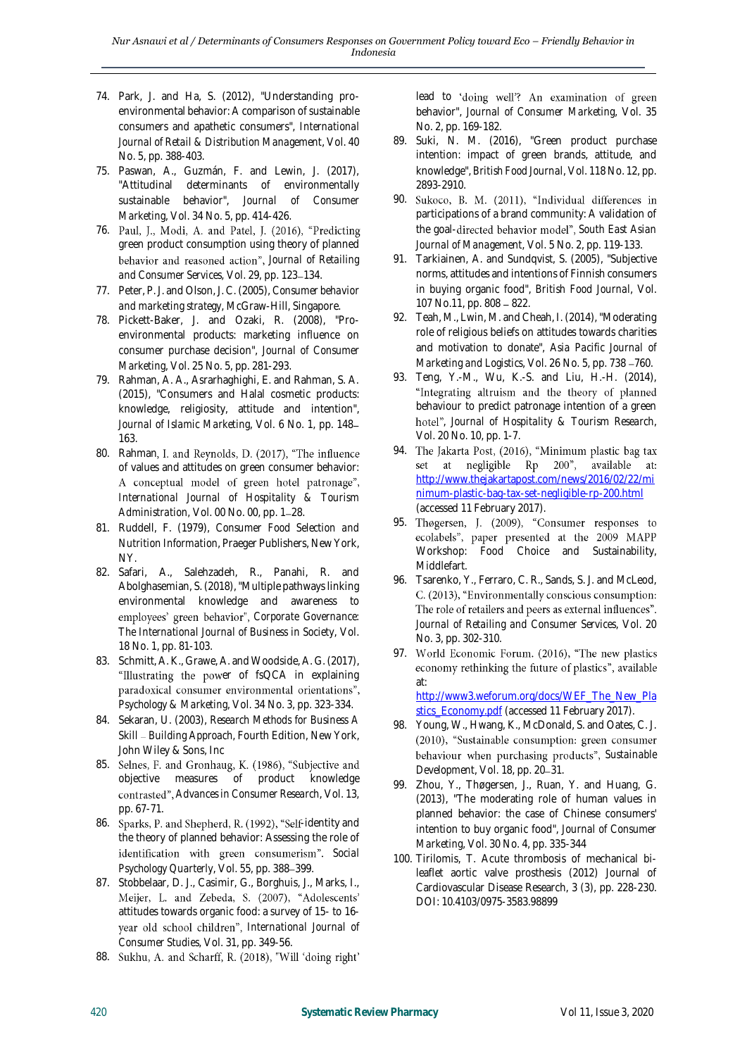74. Park, J. and Ha, S. (2012), "Understanding pro-environmental behavior: A comparison of sustainable consumers and apathetic consumers", *International Journal of Retail & Distribution Management*, Vol. 40 No. 5, pp. 388-403.
75. Paswan, A., Guzmán, F. and Lewin, J. (2017), "Attitudinal determinants of environmentally sustainable behavior", *Journal of Consumer Marketing*, Vol. 34 No. 5, pp. 414-426.
76. Paul, J., Modi, A. and Patel, J. (2016), "Predicting green product consumption using theory of planned behavior and reasoned action", *Journal of Retailing and Consumer Services*, Vol. 29, pp. 123–134.
77. Peter, P. J. and Olson, J. C. (2005), *Consumer behavior and marketing strategy*, McGraw-Hill, Singapore.
78. Pickett-Baker, J. and Ozaki, R. (2008), "Pro-environmental products: marketing influence on consumer purchase decision", *Journal of Consumer Marketing*, Vol. 25 No. 5, pp. 281-293.
79. Rahman, A. A., Asrarhaghighi, E. and Rahman, S. A. (2015), "Consumers and Halal cosmetic products: knowledge, religiosity, attitude and intention", *Journal of Islamic Marketing*, Vol. 6 No. 1, pp. 148–163.
80. Rahman, I. and Reynolds, D. (2017), "The influence of values and attitudes on green consumer behavior: A conceptual model of green hotel patronage", *International Journal of Hospitality & Tourism Administration*, Vol. 00 No. 00, pp. 1–28.
81. Ruddell, F. (1979), *Consumer Food Selection and Nutrition Information*, Praeger Publishers, New York, NY.
82. Safari, A., Salehzadeh, R., Panahi, R. and Abolghasemian, S. (2018), "Multiple pathways linking environmental knowledge and awareness to employees' green behavior", *Corporate Governance: The International Journal of Business in Society*, Vol. 18 No. 1, pp. 81-103.
83. Schmitt, A. K., Grawe, A. and Woodside, A. G. (2017), "Illustrating the power of fsQCA in explaining paradoxical consumer environmental orientations", *Psychology & Marketing*, Vol. 34 No. 3, pp. 323-334.
84. Sekaran, U. (2003), *Research Methods for Business A Skill – Building Approach*, Fourth Edition, New York, John Wiley & Sons, Inc
85. Selnes, F. and Gronhaug, K. (1986), "Subjective and objective measures of product knowledge contrasted", *Advances in Consumer Research*, Vol. 13, pp. 67-71.
86. Sparks, P. and Shepherd, R. (1992), "Self-identity and the theory of planned behavior: Assessing the role of identification with green consumerism". *Social Psychology Quarterly*, Vol. 55, pp. 388–399.
87. Stobbelaar, D. J., Casimir, G., Borghuis, J., Marks, I., Meijer, L. and Zebeda, S. (2007), "Adolescents' attitudes towards organic food: a survey of 15- to 16-year old school children", *International Journal of Consumer Studies*, Vol. 31, pp. 349-56.
88. Sukhu, A. and Scharff, R. (2018), "Will 'doing right' lead to 'doing well'? An examination of green behavior", *Journal of Consumer Marketing*, Vol. 35 No. 2, pp. 169-182.
89. Suki, N. M. (2016), "Green product purchase intention: impact of green brands, attitude, and knowledge", *British Food Journal*, Vol. 118 No. 12, pp. 2893-2910.
90. Sukoco, B. M. (2011), "Individual differences in participations of a brand community: A validation of the goal-directed behavior model", *South East Asian Journal of Management*, Vol. 5 No. 2, pp. 119-133.
91. Tarkiainen, A. and Sundqvist, S. (2005), "Subjective norms, attitudes and intentions of Finnish consumers in buying organic food", *British Food Journal*, Vol. 107 No.11, pp. 808 – 822.
92. Teah, M., Lwin, M. and Cheah, I. (2014), "Moderating role of religious beliefs on attitudes towards charities and motivation to donate", *Asia Pacific Journal of Marketing and Logistics*, Vol. 26 No. 5, pp. 738 –760.
93. Teng, Y.-M., Wu, K.-S. and Liu, H.-H. (2014), "Integrating altruism and the theory of planned behaviour to predict patronage intention of a green hotel", *Journal of Hospitality & Tourism Research*, Vol. 20 No. 10, pp. 1-7.
94. The Jakarta Post, (2016), "Minimum plastic bag tax set at negligible Rp 200", available at: http://www.thejakartapost.com/news/2016/02/22/minimum-plastic-bag-tax-set-negligible-rp-200.html (accessed 11 February 2017).
95. Thøgersen, J. (2009), "Consumer responses to ecolabels", paper presented at the 2009 MAPP Workshop: Food Choice and Sustainability, Middlefart.
96. Tsarenko, Y., Ferraro, C. R., Sands, S. J. and McLeod, C. (2013), "Environmentally conscious consumption: The role of retailers and peers as external influences". *Journal of Retailing and Consumer Services*, Vol. 20 No. 3, pp. 302-310.
97. World Economic Forum. (2016), "The new plastics economy rethinking the future of plastics", available at: http://www3.weforum.org/docs/WEF_The_New_Plastics_Economy.pdf (accessed 11 February 2017).
98. Young, W., Hwang, K., McDonald, S. and Oates, C. J. (2010), "Sustainable consumption: green consumer behaviour when purchasing products", *Sustainable Development*, Vol. 18, pp. 20–31.
99. Zhou, Y., Thøgersen, J., Ruan, Y. and Huang, G. (2013), "The moderating role of human values in planned behavior: the case of Chinese consumers' intention to buy organic food", *Journal of Consumer Marketing*, Vol. 30 No. 4, pp. 335-344
100. Tirilomis, T. Acute thrombosis of mechanical bi-leaflet aortic valve prosthesis (2012) Journal of Cardiovascular Disease Research, 3 (3), pp. 228-230. DOI: 10.4103/0975-3583.98899